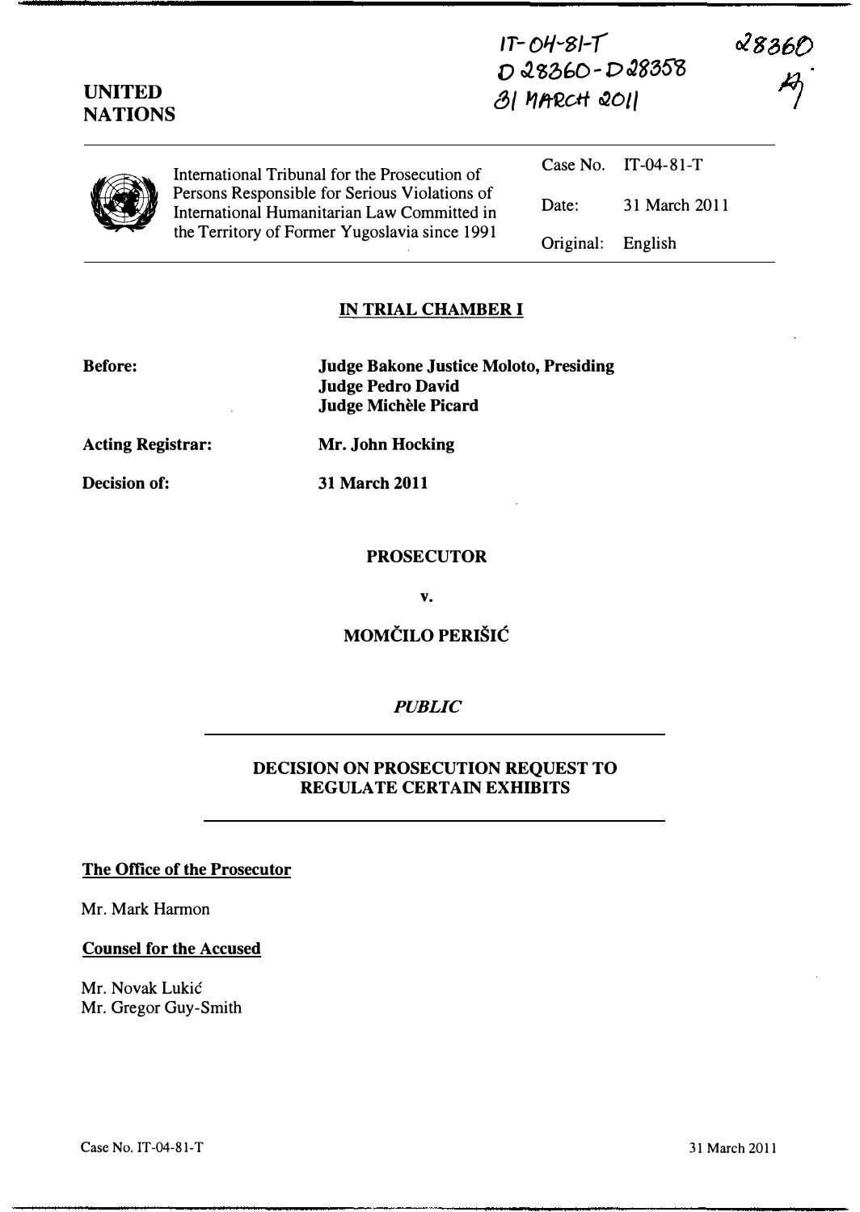IT-04-81-T
D 28360 - D 28358
31 MARCH 2011

28360

**UNITED NATIONS**

International Tribunal for the Prosecution of Persons Responsible for Serious Violations of International Humanitarian Law Committed in the Territory of Former Yugoslavia since 1991

| | |
|---|---|
| Case No. | IT-04-81-T |
| Date: | 31 March 2011 |
| Original: | English |

## IN TRIAL CHAMBER I

**Before:** **Judge Bakone Justice Moloto, Presiding**
**Judge Pedro David**
**Judge Michèle Picard**

**Acting Registrar:** **Mr. John Hocking**

**Decision of:** **31 March 2011**

**PROSECUTOR**

**v.**

**MOMČILO PERIŠIĆ**

*PUBLIC*

## DECISION ON PROSECUTION REQUEST TO REGULATE CERTAIN EXHIBITS

**The Office of the Prosecutor**

Mr. Mark Harmon

**Counsel for the Accused**

Mr. Novak Lukić
Mr. Gregor Guy-Smith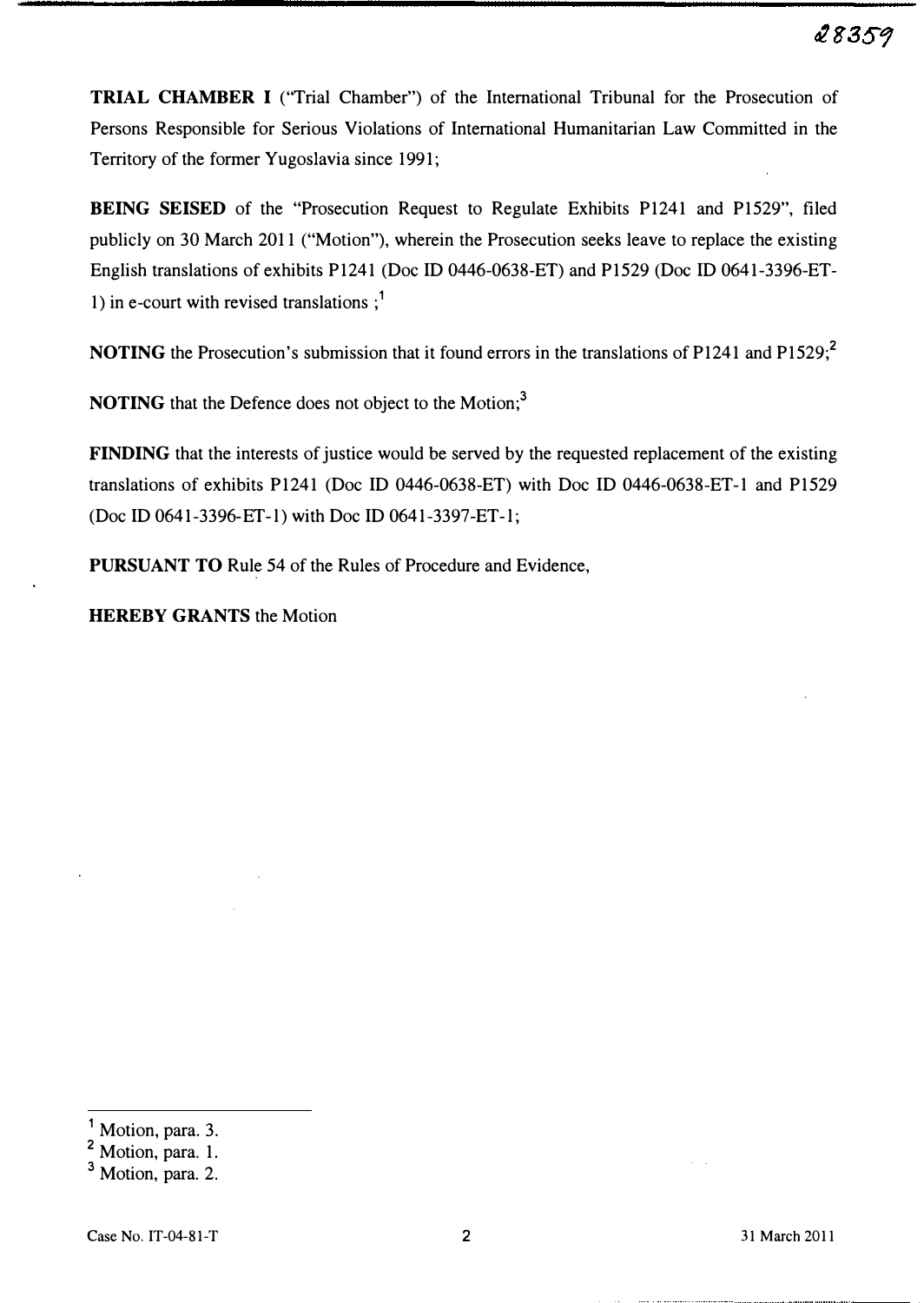**TRIAL CHAMBER I** ("Trial Chamber") of the International Tribunal for the Prosecution of Persons Responsible for Serious Violations of International Humanitarian Law Committed in the Territory of the former Yugoslavia since 1991;

**BEING SEISED** of the "Prosecution Request to Regulate Exhibits P1241 and P1529", filed publicly on 30 March 2011 ("Motion"), wherein the Prosecution seeks leave to replace the existing English translations of exhibits P1241 (Doc ID 0446-0638-ET) and P1529 (Doc ID 0641-3396-ET-1) in e-court with revised translations ;[1]

**NOTING** the Prosecution's submission that it found errors in the translations of P1241 and P1529;[2]

**NOTING** that the Defence does not object to the Motion;[3]

**FINDING** that the interests of justice would be served by the requested replacement of the existing translations of exhibits P1241 (Doc ID 0446-0638-ET) with Doc ID 0446-0638-ET-1 and P1529 (Doc ID 0641-3396-ET-1) with Doc ID 0641-3397-ET-1;

**PURSUANT TO** Rule 54 of the Rules of Procedure and Evidence,

**HEREBY GRANTS** the Motion

---

[1] Motion, para. 3.

[2] Motion, para. 1.

[3] Motion, para. 2.

Case No. IT-04-81-T | 31 March 2011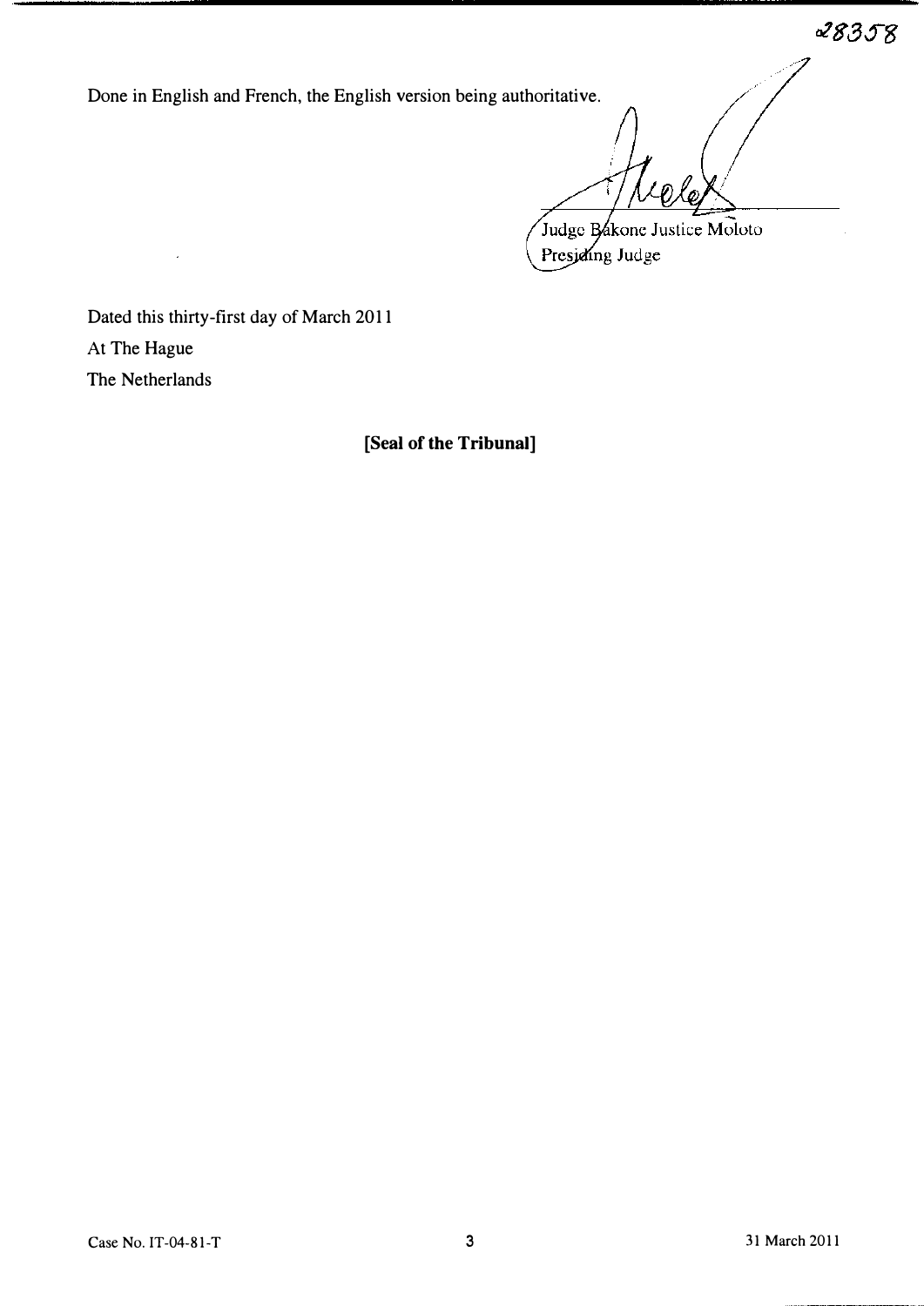28358

Done in English and French, the English version being authoritative.

Judge Bakone Justice Moloto
Presiding Judge

Dated this thirty-first day of March 2011
At The Hague
The Netherlands

**[Seal of the Tribunal]**